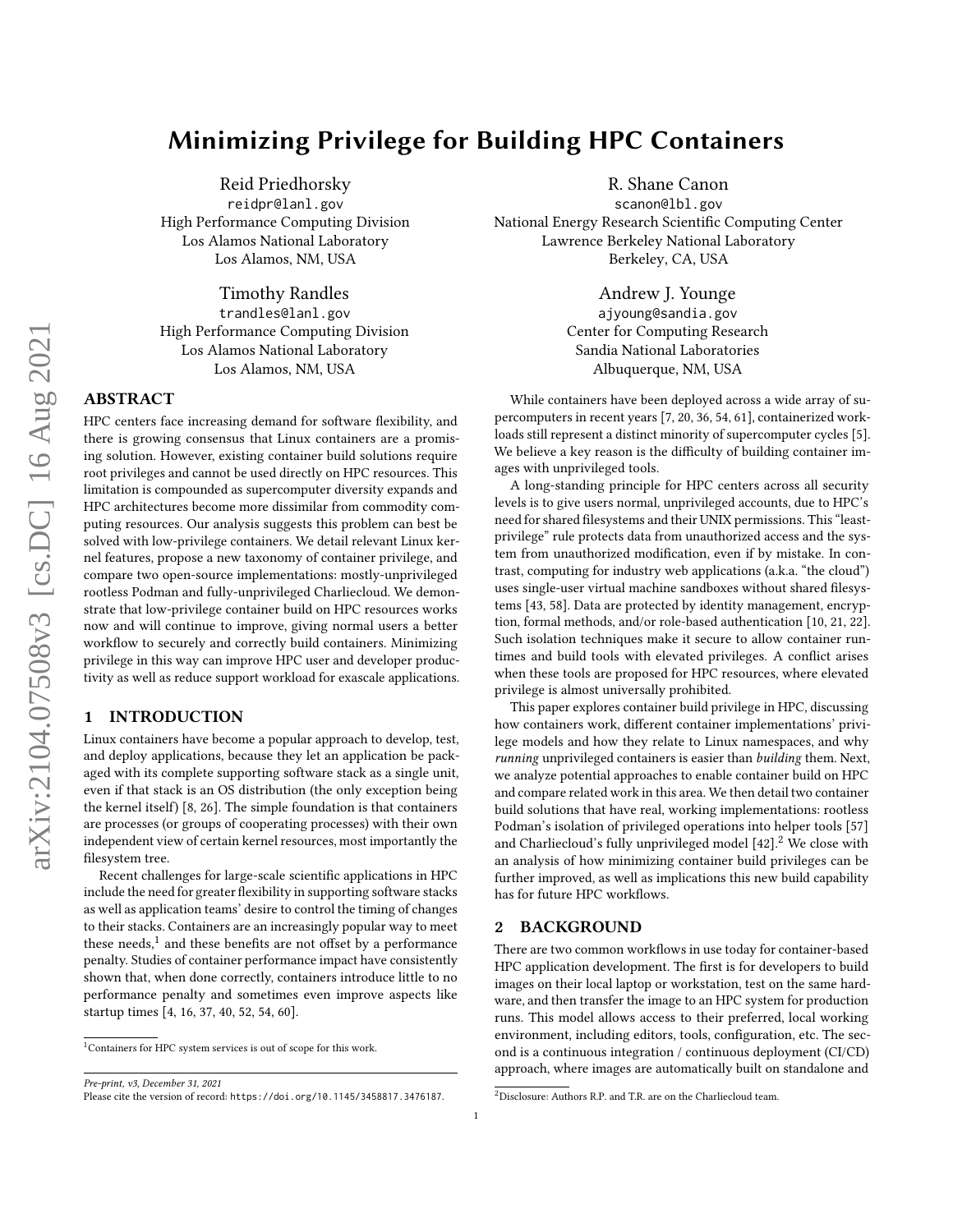# Minimizing Privilege for Building HPC Containers

Reid Priedhorsky
reidpr@lanl.gov
High Performance Computing Division
Los Alamos National Laboratory
Los Alamos, NM, USA

R. Shane Canon
scanon@lbl.gov
National Energy Research Scientific Computing Center
Lawrence Berkeley National Laboratory
Berkeley, CA, USA

Timothy Randles
trandles@lanl.gov
High Performance Computing Division
Los Alamos National Laboratory
Los Alamos, NM, USA

Andrew J. Younge
ajyoung@sandia.gov
Center for Computing Research
Sandia National Laboratories
Albuquerque, NM, USA

## ABSTRACT

HPC centers face increasing demand for software flexibility, and there is growing consensus that Linux containers are a promising solution. However, existing container build solutions require root privileges and cannot be used directly on HPC resources. This limitation is compounded as supercomputer diversity expands and HPC architectures become more dissimilar from commodity computing resources. Our analysis suggests this problem can best be solved with low-privilege containers. We detail relevant Linux kernel features, propose a new taxonomy of container privilege, and compare two open-source implementations: mostly-unprivileged rootless Podman and fully-unprivileged Charliecloud. We demonstrate that low-privilege container build on HPC resources works now and will continue to improve, giving normal users a better workflow to securely and correctly build containers. Minimizing privilege in this way can improve HPC user and developer productivity as well as reduce support workload for exascale applications.

## 1 INTRODUCTION

Linux containers have become a popular approach to develop, test, and deploy applications, because they let an application be packaged with its complete supporting software stack as a single unit, even if that stack is an OS distribution (the only exception being the kernel itself) [8, 26]. The simple foundation is that containers are processes (or groups of cooperating processes) with their own independent view of certain kernel resources, most importantly the filesystem tree.

Recent challenges for large-scale scientific applications in HPC include the need for greater flexibility in supporting software stacks as well as application teams' desire to control the timing of changes to their stacks. Containers are an increasingly popular way to meet these needs,[1] and these benefits are not offset by a performance penalty. Studies of container performance impact have consistently shown that, when done correctly, containers introduce little to no performance penalty and sometimes even improve aspects like startup times [4, 16, 37, 40, 52, 54, 60].

While containers have been deployed across a wide array of supercomputers in recent years [7, 20, 36, 54, 61], containerized workloads still represent a distinct minority of supercomputer cycles [5]. We believe a key reason is the difficulty of building container images with unprivileged tools.

A long-standing principle for HPC centers across all security levels is to give users normal, unprivileged accounts, due to HPC's need for shared filesystems and their UNIX permissions. This "least-privilege" rule protects data from unauthorized access and the system from unauthorized modification, even if by mistake. In contrast, computing for industry web applications (a.k.a. "the cloud") uses single-user virtual machine sandboxes without shared filesystems [43, 58]. Data are protected by identity management, encryption, formal methods, and/or role-based authentication [10, 21, 22]. Such isolation techniques make it secure to allow container runtimes and build tools with elevated privileges. A conflict arises when these tools are proposed for HPC resources, where elevated privilege is almost universally prohibited.

This paper explores container build privilege in HPC, discussing how containers work, different container implementations' privilege models and how they relate to Linux namespaces, and why *running* unprivileged containers is easier than *building* them. Next, we analyze potential approaches to enable container build on HPC and compare related work in this area. We then detail two container build solutions that have real, working implementations: rootless Podman's isolation of privileged operations into helper tools [57] and Charliecloud's fully unprivileged model [42].[2] We close with an analysis of how minimizing container build privileges can be further improved, as well as implications this new build capability has for future HPC workflows.

## 2 BACKGROUND

There are two common workflows in use today for container-based HPC application development. The first is for developers to build images on their local laptop or workstation, test on the same hardware, and then transfer the image to an HPC system for production runs. This model allows access to their preferred, local working environment, including editors, tools, configuration, etc. The second is a continuous integration / continuous deployment (CI/CD) approach, where images are automatically built on standalone and

[1] Containers for HPC system services is out of scope for this work.

[2] Disclosure: Authors R.P. and T.R. are on the Charliecloud team.

*Pre-print, v3, December 31, 2021*
Please cite the version of record: https://doi.org/10.1145/3458817.3476187.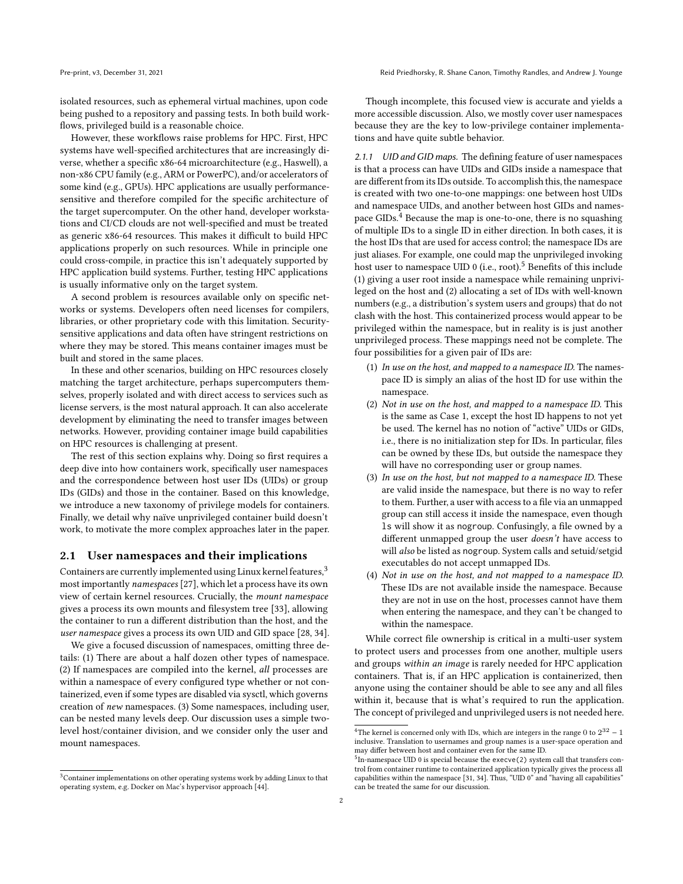isolated resources, such as ephemeral virtual machines, upon code being pushed to a repository and passing tests. In both build workflows, privileged build is a reasonable choice.

However, these workflows raise problems for HPC. First, HPC systems have well-specified architectures that are increasingly diverse, whether a specific x86-64 microarchitecture (e.g., Haswell), a non-x86 CPU family (e.g., ARM or PowerPC), and/or accelerators of some kind (e.g., GPUs). HPC applications are usually performance-sensitive and therefore compiled for the specific architecture of the target supercomputer. On the other hand, developer workstations and CI/CD clouds are not well-specified and must be treated as generic x86-64 resources. This makes it difficult to build HPC applications properly on such resources. While in principle one could cross-compile, in practice this isn't adequately supported by HPC application build systems. Further, testing HPC applications is usually informative only on the target system.

A second problem is resources available only on specific networks or systems. Developers often need licenses for compilers, libraries, or other proprietary code with this limitation. Security-sensitive applications and data often have stringent restrictions on where they may be stored. This means container images must be built and stored in the same places.

In these and other scenarios, building on HPC resources closely matching the target architecture, perhaps supercomputers themselves, properly isolated and with direct access to services such as license servers, is the most natural approach. It can also accelerate development by eliminating the need to transfer images between networks. However, providing container image build capabilities on HPC resources is challenging at present.

The rest of this section explains why. Doing so first requires a deep dive into how containers work, specifically user namespaces and the correspondence between host user IDs (UIDs) or group IDs (GIDs) and those in the container. Based on this knowledge, we introduce a new taxonomy of privilege models for containers. Finally, we detail why naïve unprivileged container build doesn't work, to motivate the more complex approaches later in the paper.

## 2.1 User namespaces and their implications

Containers are currently implemented using Linux kernel features,[3] most importantly *namespaces* [27], which let a process have its own view of certain kernel resources. Crucially, the *mount namespace* gives a process its own mounts and filesystem tree [33], allowing the container to run a different distribution than the host, and the *user namespace* gives a process its own UID and GID space [28, 34].

We give a focused discussion of namespaces, omitting three details: (1) There are about a half dozen other types of namespace. (2) If namespaces are compiled into the kernel, *all* processes are within a namespace of every configured type whether or not containerized, even if some types are disabled via sysctl, which governs creation of *new* namespaces. (3) Some namespaces, including user, can be nested many levels deep. Our discussion uses a simple two-level host/container division, and we consider only the user and mount namespaces.

Though incomplete, this focused view is accurate and yields a more accessible discussion. Also, we mostly cover user namespaces because they are the key to low-privilege container implementations and have quite subtle behavior.

### 2.1.1 *UID and GID maps.*

The defining feature of user namespaces is that a process can have UIDs and GIDs inside a namespace that are different from its IDs outside. To accomplish this, the namespace is created with two one-to-one mappings: one between host UIDs and namespace UIDs, and another between host GIDs and namespace GIDs.[4] Because the map is one-to-one, there is no squashing of multiple IDs to a single ID in either direction. In both cases, it is the host IDs that are used for access control; the namespace IDs are just aliases. For example, one could map the unprivileged invoking host user to namespace UID 0 (i.e., root).[5] Benefits of this include (1) giving a user root inside a namespace while remaining unprivileged on the host and (2) allocating a set of IDs with well-known numbers (e.g., a distribution's system users and groups) that do not clash with the host. This containerized process would appear to be privileged within the namespace, but in reality is is just another unprivileged process. These mappings need not be complete. The four possibilities for a given pair of IDs are:

1. *In use on the host, and mapped to a namespace ID.* The namespace ID is simply an alias of the host ID for use within the namespace.
2. *Not in use on the host, and mapped to a namespace ID.* This is the same as Case 1, except the host ID happens to not yet be used. The kernel has no notion of "active" UIDs or GIDs, i.e., there is no initialization step for IDs. In particular, files can be owned by these IDs, but outside the namespace they will have no corresponding user or group names.
3. *In use on the host, but not mapped to a namespace ID.* These are valid inside the namespace, but there is no way to refer to them. Further, a user with access to a file via an unmapped group can still access it inside the namespace, even though `ls` will show it as `nogroup`. Confusingly, a file owned by a different unmapped group the user *doesn't* have access to will *also* be listed as `nogroup`. System calls and setuid/setgid executables do not accept unmapped IDs.
4. *Not in use on the host, and not mapped to a namespace ID.* These IDs are not available inside the namespace. Because they are not in use on the host, processes cannot have them when entering the namespace, and they can't be changed to within the namespace.

While correct file ownership is critical in a multi-user system to protect users and processes from one another, multiple users and groups *within an image* is rarely needed for HPC application containers. That is, if an HPC application is containerized, then anyone using the container should be able to see any and all files within it, because that is what's required to run the application. The concept of privileged and unprivileged users is not needed here.

---

[3] Container implementations on other operating systems work by adding Linux to that operating system, e.g. Docker on Mac's hypervisor approach [44].

[4] The kernel is concerned only with IDs, which are integers in the range 0 to $2^{32} - 1$ inclusive. Translation to usernames and group names is a user-space operation and may differ between host and container even for the same ID.

[5] In-namespace UID 0 is special because the `execve(2)` system call that transfers control from container runtime to containerized application typically gives the process all capabilities within the namespace [31, 34]. Thus, "UID 0" and "having all capabilities" can be treated the same for our discussion.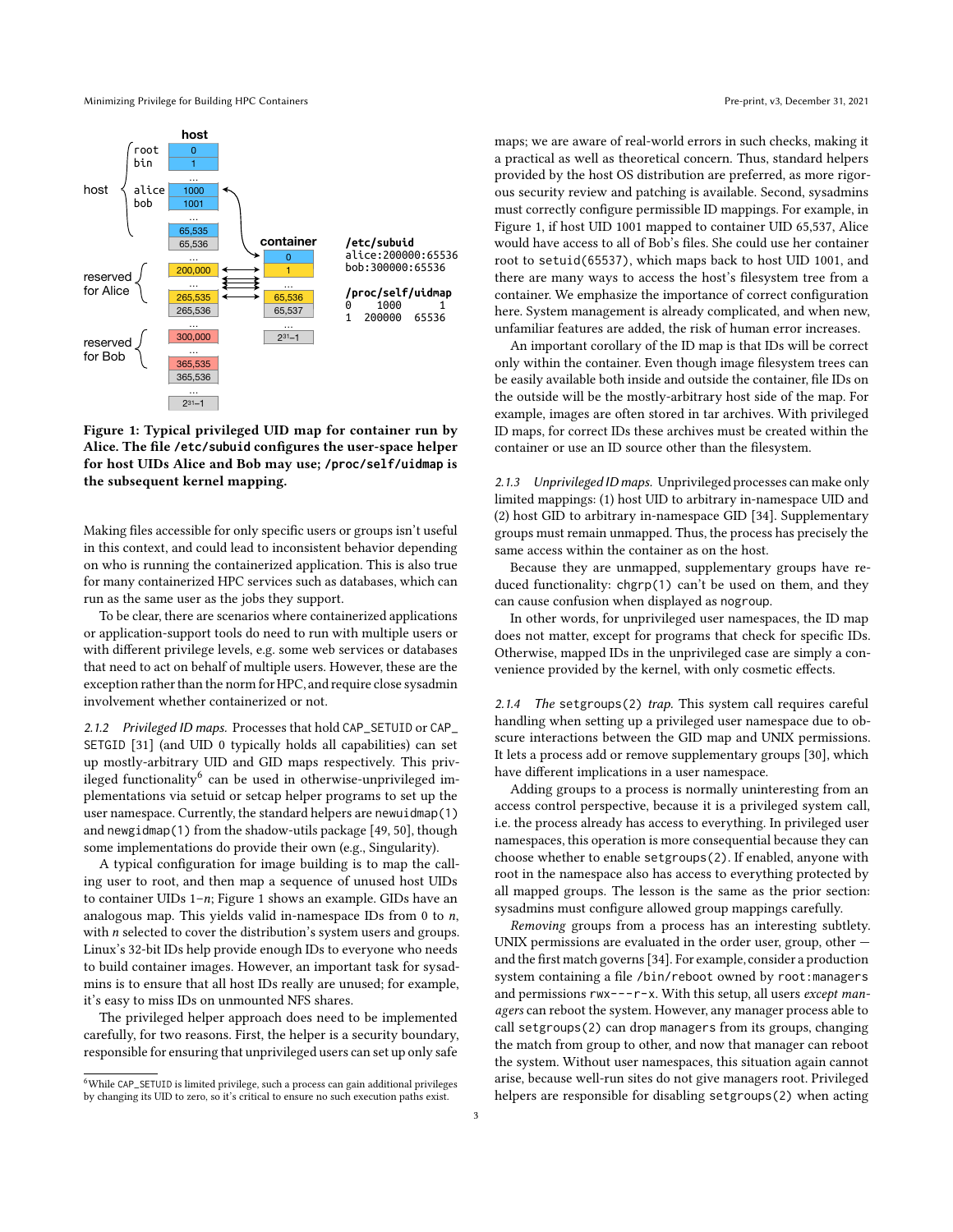**Figure 1: Typical privileged UID map for container run by Alice. The file `/etc/subuid` configures the user-space helper for host UIDs Alice and Bob may use; `/proc/self/uidmap` is the subsequent kernel mapping.**

Making files accessible for only specific users or groups isn't useful in this context, and could lead to inconsistent behavior depending on who is running the containerized application. This is also true for many containerized HPC services such as databases, which can run as the same user as the jobs they support.

To be clear, there are scenarios where containerized applications or application-support tools do need to run with multiple users or with different privilege levels, e.g. some web services or databases that need to act on behalf of multiple users. However, these are the exception rather than the norm for HPC, and require close sysadmin involvement whether containerized or not.

*2.1.2 Privileged ID maps.* Processes that hold `CAP_SETUID` or `CAP_SETGID` [31] (and UID `0` typically holds all capabilities) can set up mostly-arbitrary UID and GID maps respectively. This privileged functionality[6] can be used in otherwise-unprivileged implementations via setuid or setcap helper programs to set up the user namespace. Currently, the standard helpers are `newuidmap(1)` and `newgidmap(1)` from the shadow-utils package [49, 50], though some implementations do provide their own (e.g., Singularity).

A typical configuration for image building is to map the calling user to root, and then map a sequence of unused host UIDs to container UIDs 1–$n$; Figure 1 shows an example. GIDs have an analogous map. This yields valid in-namespace IDs from 0 to $n$, with $n$ selected to cover the distribution's system users and groups. Linux's 32-bit IDs help provide enough IDs to everyone who needs to build container images. However, an important task for sysadmins is to ensure that all host IDs really are unused; for example, it's easy to miss IDs on unmounted NFS shares.

The privileged helper approach does need to be implemented carefully, for two reasons. First, the helper is a security boundary, responsible for ensuring that unprivileged users can set up only safe maps; we are aware of real-world errors in such checks, making it a practical as well as theoretical concern. Thus, standard helpers provided by the host OS distribution are preferred, as more rigorous security review and patching is available. Second, sysadmins must correctly configure permissible ID mappings. For example, in Figure 1, if host UID 1001 mapped to container UID 65,537, Alice would have access to all of Bob's files. She could use her container root to `setuid(65537)`, which maps back to host UID 1001, and there are many ways to access the host's filesystem tree from a container. We emphasize the importance of correct configuration here. System management is already complicated, and when new, unfamiliar features are added, the risk of human error increases.

An important corollary of the ID map is that IDs will be correct only within the container. Even though image filesystem trees can be easily available both inside and outside the container, file IDs on the outside will be the mostly-arbitrary host side of the map. For example, images are often stored in tar archives. With privileged ID maps, for correct IDs these archives must be created within the container or use an ID source other than the filesystem.

*2.1.3 Unprivileged ID maps.* Unprivileged processes can make only limited mappings: (1) host UID to arbitrary in-namespace UID and (2) host GID to arbitrary in-namespace GID [34]. Supplementary groups must remain unmapped. Thus, the process has precisely the same access within the container as on the host.

Because they are unmapped, supplementary groups have reduced functionality: `chgrp(1)` can't be used on them, and they can cause confusion when displayed as `nogroup`.

In other words, for unprivileged user namespaces, the ID map does not matter, except for programs that check for specific IDs. Otherwise, mapped IDs in the unprivileged case are simply a convenience provided by the kernel, with only cosmetic effects.

*2.1.4 The `setgroups(2)` trap.* This system call requires careful handling when setting up a privileged user namespace due to obscure interactions between the GID map and UNIX permissions. It lets a process add or remove supplementary groups [30], which have different implications in a user namespace.

Adding groups to a process is normally uninteresting from an access control perspective, because it is a privileged system call, i.e. the process already has access to everything. In privileged user namespaces, this operation is more consequential because they can choose whether to enable `setgroups(2)`. If enabled, anyone with root in the namespace also has access to everything protected by all mapped groups. The lesson is the same as the prior section: sysadmins must configure allowed group mappings carefully.

*Removing* groups from a process has an interesting subtlety. UNIX permissions are evaluated in the order user, group, other — and the first match governs [34]. For example, consider a production system containing a file `/bin/reboot` owned by `root:managers` and permissions `rwx---r-x`. With this setup, all users *except managers* can reboot the system. However, any manager process able to call `setgroups(2)` can drop `managers` from its groups, changing the match from group to other, and now that manager can reboot the system. Without user namespaces, this situation again cannot arise, because well-run sites do not give managers root. Privileged helpers are responsible for disabling `setgroups(2)` when acting

[6] While `CAP_SETUID` is limited privilege, such a process can gain additional privileges by changing its UID to zero, so it's critical to ensure no such execution paths exist.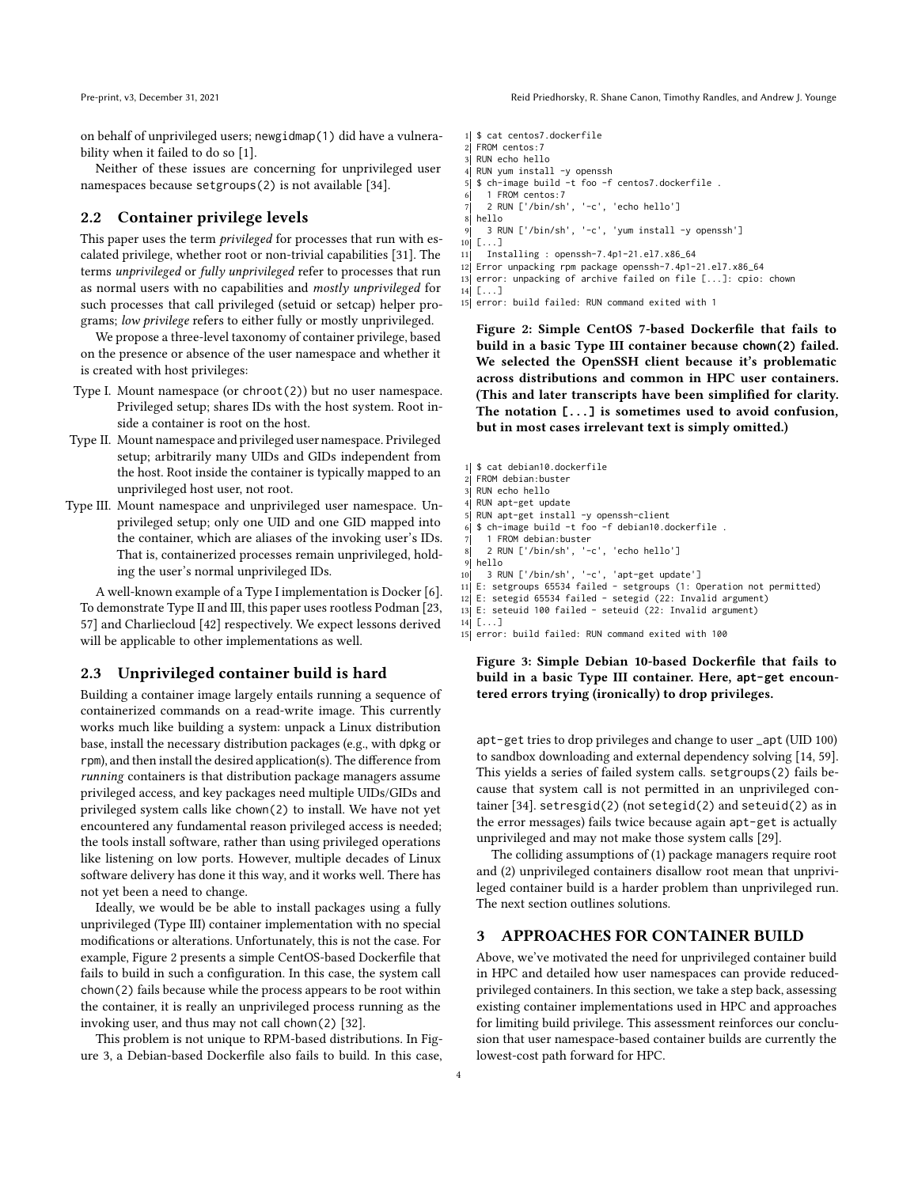on behalf of unprivileged users; newgidmap(1) did have a vulnerability when it failed to do so [1].

Neither of these issues are concerning for unprivileged user namespaces because setgroups(2) is not available [34].

## 2.2 Container privilege levels

This paper uses the term *privileged* for processes that run with escalated privilege, whether root or non-trivial capabilities [31]. The terms *unprivileged* or *fully unprivileged* refer to processes that run as normal users with no capabilities and *mostly unprivileged* for such processes that call privileged (setuid or setcap) helper programs; *low privilege* refers to either fully or mostly unprivileged.

We propose a three-level taxonomy of container privilege, based on the presence or absence of the user namespace and whether it is created with host privileges:

- Type I. Mount namespace (or chroot(2)) but no user namespace. Privileged setup; shares IDs with the host system. Root inside a container is root on the host.
- Type II. Mount namespace and privileged user namespace. Privileged setup; arbitrarily many UIDs and GIDs independent from the host. Root inside the container is typically mapped to an unprivileged host user, not root.
- Type III. Mount namespace and unprivileged user namespace. Unprivileged setup; only one UID and one GID mapped into the container, which are aliases of the invoking user's IDs. That is, containerized processes remain unprivileged, holding the user's normal unprivileged IDs.

A well-known example of a Type I implementation is Docker [6]. To demonstrate Type II and III, this paper uses rootless Podman [23, 57] and Charliecloud [42] respectively. We expect lessons derived will be applicable to other implementations as well.

## 2.3 Unprivileged container build is hard

Building a container image largely entails running a sequence of containerized commands on a read-write image. This currently works much like building a system: unpack a Linux distribution base, install the necessary distribution packages (e.g., with dpkg or rpm), and then install the desired application(s). The difference from *running* containers is that distribution package managers assume privileged access, and key packages need multiple UIDs/GIDs and privileged system calls like chown(2) to install. We have not yet encountered any fundamental reason privileged access is needed; the tools install software, rather than using privileged operations like listening on low ports. However, multiple decades of Linux software delivery has done it this way, and it works well. There has not yet been a need to change.

Ideally, we would be be able to install packages using a fully unprivileged (Type III) container implementation with no special modifications or alterations. Unfortunately, this is not the case. For example, Figure 2 presents a simple CentOS-based Dockerfile that fails to build in such a configuration. In this case, the system call chown(2) fails because while the process appears to be root within the container, it is really an unprivileged process running as the invoking user, and thus may not call chown(2) [32].

This problem is not unique to RPM-based distributions. In Figure 3, a Debian-based Dockerfile also fails to build. In this case,

```
 1 $ cat centos7.dockerfile
 2 FROM centos:7
 3 RUN echo hello
 4 RUN yum install -y openssh
 5 $ ch-image build -t foo -f centos7.dockerfile .
 6   1 FROM centos:7
 7   2 RUN ['/bin/sh', '-c', 'echo hello']
 8 hello
 9   3 RUN ['/bin/sh', '-c', 'yum install -y openssh']
10 [...]
11   Installing : openssh-7.4p1-21.el7.x86_64
12 Error unpacking rpm package openssh-7.4p1-21.el7.x86_64
13 error: unpacking of archive failed on file [...]: cpio: chown
14 [...]
15 error: build failed: RUN command exited with 1
```

**Figure 2: Simple CentOS 7-based Dockerfile that fails to build in a basic Type III container because chown(2) failed. We selected the OpenSSH client because it's problematic across distributions and common in HPC user containers. (This and later transcripts have been simplified for clarity. The notation [...] is sometimes used to avoid confusion, but in most cases irrelevant text is simply omitted.)**

```
 1 $ cat debian10.dockerfile
 2 FROM debian:buster
 3 RUN echo hello
 4 RUN apt-get update
 5 RUN apt-get install -y openssh-client
 6 $ ch-image build -t foo -f debian10.dockerfile .
 7   1 FROM debian:buster
 8   2 RUN ['/bin/sh', '-c', 'echo hello']
 9 hello
10   3 RUN ['/bin/sh', '-c', 'apt-get update']
11 E: setgroups 65534 failed - setgroups (1: Operation not permitted)
12 E: setegid 65534 failed - setegid (22: Invalid argument)
13 E: seteuid 100 failed - seteuid (22: Invalid argument)
14 [...]
15 error: build failed: RUN command exited with 100
```

**Figure 3: Simple Debian 10-based Dockerfile that fails to build in a basic Type III container. Here, apt-get encountered errors trying (ironically) to drop privileges.**

apt-get tries to drop privileges and change to user _apt (UID 100) to sandbox downloading and external dependency solving [14, 59]. This yields a series of failed system calls. setgroups(2) fails because that system call is not permitted in an unprivileged container [34]. setresgid(2) (not setegid(2) and seteuid(2) as in the error messages) fails twice because again apt-get is actually unprivileged and may not make those system calls [29].

The colliding assumptions of (1) package managers require root and (2) unprivileged containers disallow root mean that unprivileged container build is a harder problem than unprivileged run. The next section outlines solutions.

# 3 APPROACHES FOR CONTAINER BUILD

Above, we've motivated the need for unprivileged container build in HPC and detailed how user namespaces can provide reduced-privileged containers. In this section, we take a step back, assessing existing container implementations used in HPC and approaches for limiting build privilege. This assessment reinforces our conclusion that user namespace-based container builds are currently the lowest-cost path forward for HPC.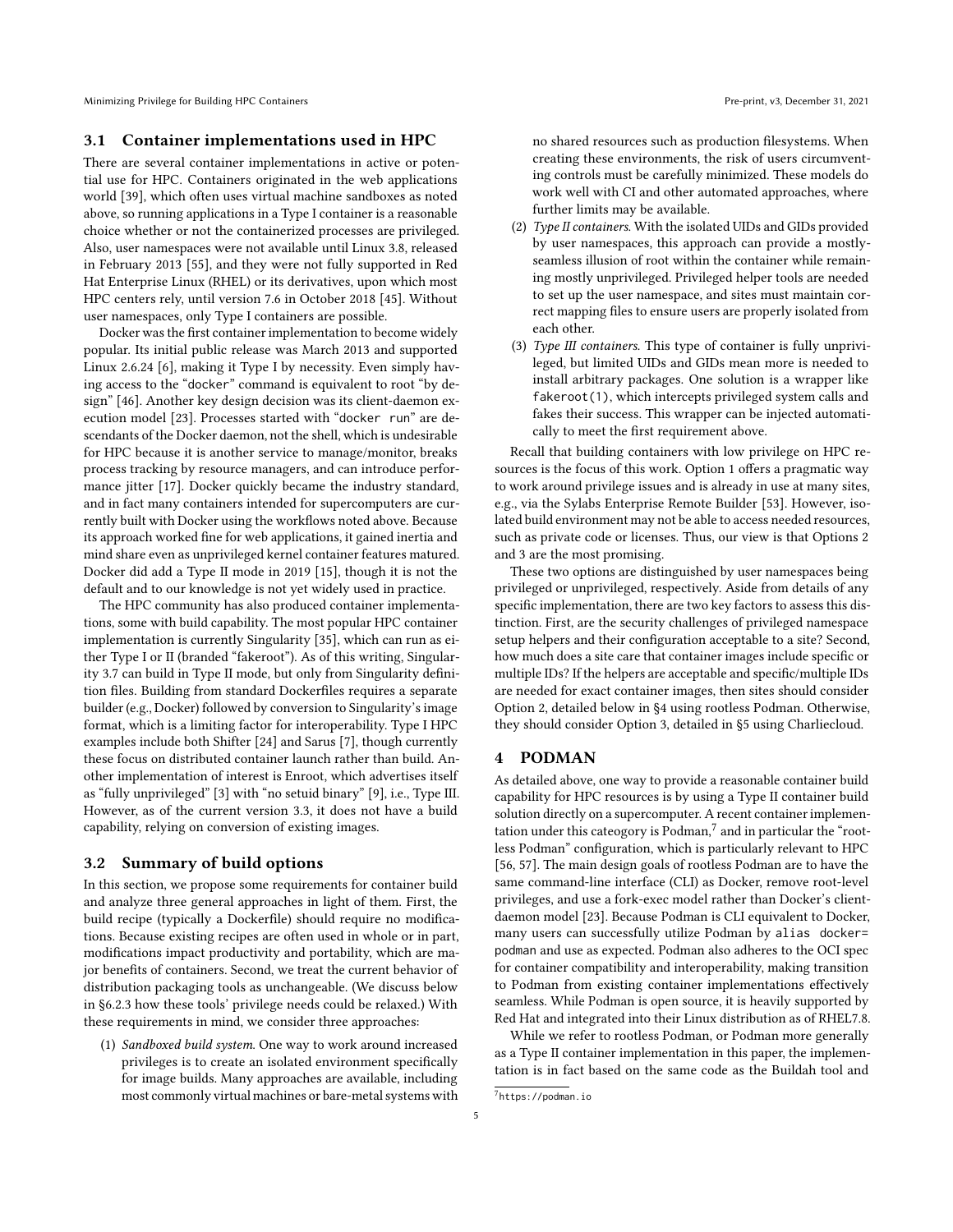### 3.1 Container implementations used in HPC

There are several container implementations in active or potential use for HPC. Containers originated in the web applications world [39], which often uses virtual machine sandboxes as noted above, so running applications in a Type I container is a reasonable choice whether or not the containerized processes are privileged. Also, user namespaces were not available until Linux 3.8, released in February 2013 [55], and they were not fully supported in Red Hat Enterprise Linux (RHEL) or its derivatives, upon which most HPC centers rely, until version 7.6 in October 2018 [45]. Without user namespaces, only Type I containers are possible.

Docker was the first container implementation to become widely popular. Its initial public release was March 2013 and supported Linux 2.6.24 [6], making it Type I by necessity. Even simply having access to the "docker" command is equivalent to root "by design" [46]. Another key design decision was its client-daemon execution model [23]. Processes started with "`docker run`" are descendants of the Docker daemon, not the shell, which is undesirable for HPC because it is another service to manage/monitor, breaks process tracking by resource managers, and can introduce performance jitter [17]. Docker quickly became the industry standard, and in fact many containers intended for supercomputers are currently built with Docker using the workflows noted above. Because its approach worked fine for web applications, it gained inertia and mind share even as unprivileged kernel container features matured. Docker did add a Type II mode in 2019 [15], though it is not the default and to our knowledge is not yet widely used in practice.

The HPC community has also produced container implementations, some with build capability. The most popular HPC container implementation is currently Singularity [35], which can run as either Type I or II (branded "fakeroot"). As of this writing, Singularity 3.7 can build in Type II mode, but only from Singularity definition files. Building from standard Dockerfiles requires a separate builder (e.g., Docker) followed by conversion to Singularity's image format, which is a limiting factor for interoperability. Type I HPC examples include both Shifter [24] and Sarus [7], though currently these focus on distributed container launch rather than build. Another implementation of interest is Enroot, which advertises itself as "fully unprivileged" [3] with "no setuid binary" [9], i.e., Type III. However, as of the current version 3.3, it does not have a build capability, relying on conversion of existing images.

### 3.2 Summary of build options

In this section, we propose some requirements for container build and analyze three general approaches in light of them. First, the build recipe (typically a Dockerfile) should require no modifications. Because existing recipes are often used in whole or in part, modifications impact productivity and portability, which are major benefits of containers. Second, we treat the current behavior of distribution packaging tools as unchangeable. (We discuss below in §6.2.3 how these tools' privilege needs could be relaxed.) With these requirements in mind, we consider three approaches:

1. *Sandboxed build system.* One way to work around increased privileges is to create an isolated environment specifically for image builds. Many approaches are available, including most commonly virtual machines or bare-metal systems with no shared resources such as production filesystems. When creating these environments, the risk of users circumventing controls must be carefully minimized. These models do work well with CI and other automated approaches, where further limits may be available.
2. *Type II containers.* With the isolated UIDs and GIDs provided by user namespaces, this approach can provide a mostly-seamless illusion of root within the container while remaining mostly unprivileged. Privileged helper tools are needed to set up the user namespace, and sites must maintain correct mapping files to ensure users are properly isolated from each other.
3. *Type III containers.* This type of container is fully unprivileged, but limited UIDs and GIDs mean more is needed to install arbitrary packages. One solution is a wrapper like `fakeroot(1)`, which intercepts privileged system calls and fakes their success. This wrapper can be injected automatically to meet the first requirement above.

Recall that building containers with low privilege on HPC resources is the focus of this work. Option 1 offers a pragmatic way to work around privilege issues and is already in use at many sites, e.g., via the Sylabs Enterprise Remote Builder [53]. However, isolated build environment may not be able to access needed resources, such as private code or licenses. Thus, our view is that Options 2 and 3 are the most promising.

These two options are distinguished by user namespaces being privileged or unprivileged, respectively. Aside from details of any specific implementation, there are two key factors to assess this distinction. First, are the security challenges of privileged namespace setup helpers and their configuration acceptable to a site? Second, how much does a site care that container images include specific or multiple IDs? If the helpers are acceptable and specific/multiple IDs are needed for exact container images, then sites should consider Option 2, detailed below in §4 using rootless Podman. Otherwise, they should consider Option 3, detailed in §5 using Charliecloud.

## 4 PODMAN

As detailed above, one way to provide a reasonable container build capability for HPC resources is by using a Type II container build solution directly on a supercomputer. A recent container implementation under this cateogory is Podman,[7] and in particular the "rootless Podman" configuration, which is particularly relevant to HPC [56, 57]. The main design goals of rootless Podman are to have the same command-line interface (CLI) as Docker, remove root-level privileges, and use a fork-exec model rather than Docker's client-daemon model [23]. Because Podman is CLI equivalent to Docker, many users can successfully utilize Podman by `alias docker=podman` and use as expected. Podman also adheres to the OCI spec for container compatibility and interoperability, making transition to Podman from existing container implementations effectively seamless. While Podman is open source, it is heavily supported by Red Hat and integrated into their Linux distribution as of RHEL7.8.

While we refer to rootless Podman, or Podman more generally as a Type II container implementation in this paper, the implementation is in fact based on the same code as the Buildah tool and

[7] https://podman.io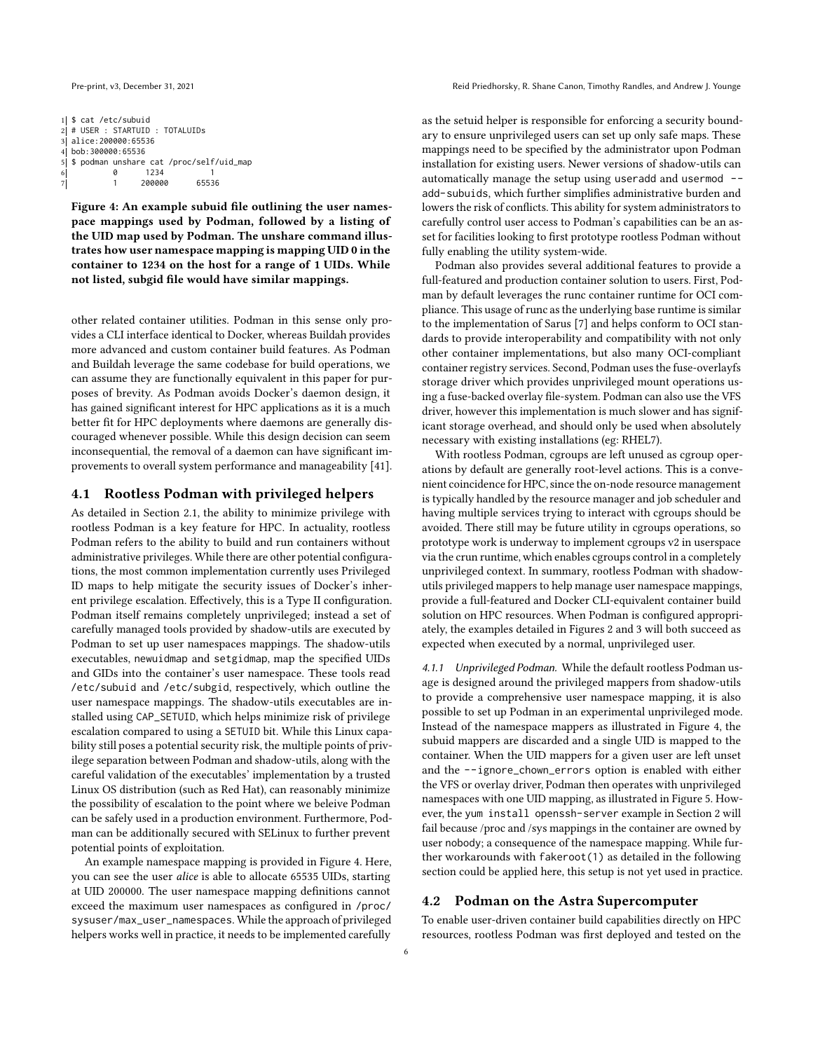```
1| $ cat /etc/subuid
2| # USER : STARTUID : TOTALUIDs
3| alice:200000:65536
4| bob:300000:65536
5| $ podman unshare cat /proc/self/uid_map
6|          0      1234          1
7|          1    200000      65536
```

**Figure 4: An example subuid file outlining the user namespace mappings used by Podman, followed by a listing of the UID map used by Podman. The unshare command illustrates how user namespace mapping is mapping UID 0 in the container to 1234 on the host for a range of 1 UIDs. While not listed, subgid file would have similar mappings.**

other related container utilities. Podman in this sense only provides a CLI interface identical to Docker, whereas Buildah provides more advanced and custom container build features. As Podman and Buildah leverage the same codebase for build operations, we can assume they are functionally equivalent in this paper for purposes of brevity. As Podman avoids Docker's daemon design, it has gained significant interest for HPC applications as it is a much better fit for HPC deployments where daemons are generally discouraged whenever possible. While this design decision can seem inconsequential, the removal of a daemon can have significant improvements to overall system performance and manageability [41].

### 4.1 Rootless Podman with privileged helpers

As detailed in Section 2.1, the ability to minimize privilege with rootless Podman is a key feature for HPC. In actuality, rootless Podman refers to the ability to build and run containers without administrative privileges. While there are other potential configurations, the most common implementation currently uses Privileged ID maps to help mitigate the security issues of Docker's inherent privilege escalation. Effectively, this is a Type II configuration. Podman itself remains completely unprivileged; instead a set of carefully managed tools provided by shadow-utils are executed by Podman to set up user namespaces mappings. The shadow-utils executables, `newuidmap` and `setgidmap`, map the specified UIDs and GIDs into the container's user namespace. These tools read `/etc/subuid` and `/etc/subgid`, respectively, which outline the user namespace mappings. The shadow-utils executables are installed using `CAP_SETUID`, which helps minimize risk of privilege escalation compared to using a `SETUID` bit. While this Linux capability still poses a potential security risk, the multiple points of privilege separation between Podman and shadow-utils, along with the careful validation of the executables' implementation by a trusted Linux OS distribution (such as Red Hat), can reasonably minimize the possibility of escalation to the point where we beleive Podman can be safely used in a production environment. Furthermore, Podman can be additionally secured with SELinux to further prevent potential points of exploitation.

An example namespace mapping is provided in Figure 4. Here, you can see the user *alice* is able to allocate 65535 UIDs, starting at UID 200000. The user namespace mapping definitions cannot exceed the maximum user namespaces as configured in `/proc/sysuser/max_user_namespaces`. While the approach of privileged helpers works well in practice, it needs to be implemented carefully as the setuid helper is responsible for enforcing a security boundary to ensure unprivileged users can set up only safe maps. These mappings need to be specified by the administrator upon Podman installation for existing users. Newer versions of shadow-utils can automatically manage the setup using `useradd` and `usermod --add-subuids`, which further simplifies administrative burden and lowers the risk of conflicts. This ability for system administrators to carefully control user access to Podman's capabilities can be an asset for facilities looking to first prototype rootless Podman without fully enabling the utility system-wide.

Podman also provides several additional features to provide a full-featured and production container solution to users. First, Podman by default leverages the runc container runtime for OCI compliance. This usage of runc as the underlying base runtime is similar to the implementation of Sarus [7] and helps conform to OCI standards to provide interoperability and compatibility with not only other container implementations, but also many OCI-compliant container registry services. Second, Podman uses the fuse-overlayfs storage driver which provides unprivileged mount operations using a fuse-backed overlay file-system. Podman can also use the VFS driver, however this implementation is much slower and has significant storage overhead, and should only be used when absolutely necessary with existing installations (eg: RHEL7).

With rootless Podman, cgroups are left unused as cgroup operations by default are generally root-level actions. This is a convenient coincidence for HPC, since the on-node resource management is typically handled by the resource manager and job scheduler and having multiple services trying to interact with cgroups should be avoided. There still may be future utility in cgroups operations, so prototype work is underway to implement cgroups v2 in userspace via the crun runtime, which enables cgroups control in a completely unprivileged context. In summary, rootless Podman with shadow-utils privileged mappers to help manage user namespace mappings, provide a full-featured and Docker CLI-equivalent container build solution on HPC resources. When Podman is configured appropriately, the examples detailed in Figures 2 and 3 will both succeed as expected when executed by a normal, unprivileged user.

#### 4.1.1 *Unprivileged Podman.*

While the default rootless Podman usage is designed around the privileged mappers from shadow-utils to provide a comprehensive user namespace mapping, it is also possible to set up Podman in an experimental unprivileged mode. Instead of the namespace mappers as illustrated in Figure 4, the subuid mappers are discarded and a single UID is mapped to the container. When the UID mappers for a given user are left unset and the `--ignore_chown_errors` option is enabled with either the VFS or overlay driver, Podman then operates with unprivileged namespaces with one UID mapping, as illustrated in Figure 5. However, the `yum install openssh-server` example in Section 2 will fail because /proc and /sys mappings in the container are owned by user nobody; a consequence of the namespace mapping. While further workarounds with `fakeroot(1)` as detailed in the following section could be applied here, this setup is not yet used in practice.

### 4.2 Podman on the Astra Supercomputer

To enable user-driven container build capabilities directly on HPC resources, rootless Podman was first deployed and tested on the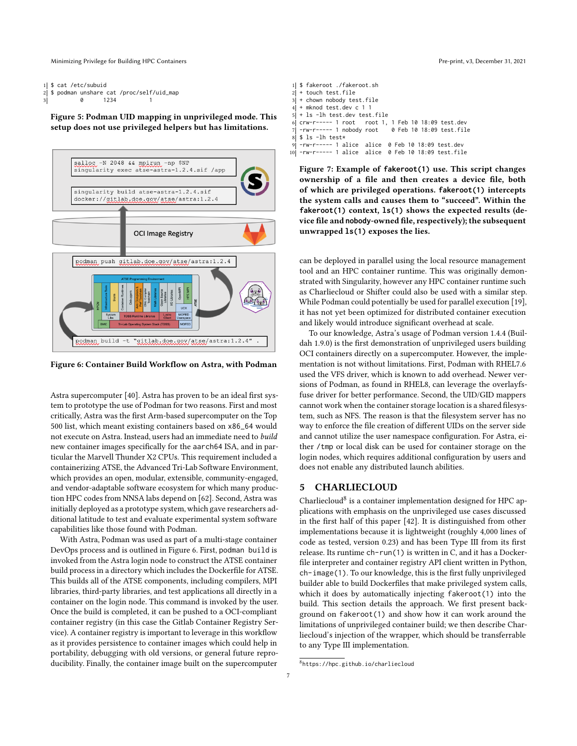```
$ cat /etc/subuid
$ podman unshare cat /proc/self/uid_map
         0       1234          1
```

**Figure 5: Podman UID mapping in unprivileged mode. This setup does not use privileged helpers but has limitations.**

**Figure 6: Container Build Workflow on Astra, with Podman**

Astra supercomputer [40]. Astra has proven to be an ideal first system to prototype the use of Podman for two reasons. First and most critically, Astra was the first Arm-based supercomputer on the Top 500 list, which meant existing containers based on x86_64 would not execute on Astra. Instead, users had an immediate need to *build* new container images specifically for the aarch64 ISA, and in particular the Marvell Thunder X2 CPUs. This requirement included containerizing ATSE, the Advanced Tri-Lab Software Environment, which provides an open, modular, extensible, community-engaged, and vendor-adaptable software ecosystem for which many production HPC codes from NNSA labs depend on [62]. Second, Astra was initially deployed as a prototype system, which gave researchers additional latitude to test and evaluate experimental system software capabilities like those found with Podman.

With Astra, Podman was used as part of a multi-stage container DevOps process and is outlined in Figure 6. First, podman build is invoked from the Astra login node to construct the ATSE container build process in a directory which includes the Dockerfile for ATSE. This builds all of the ATSE components, including compilers, MPI libraries, third-party libraries, and test applications all directly in a container on the login node. This command is invoked by the user. Once the build is completed, it can be pushed to a OCI-compliant container registry (in this case the Gitlab Container Registry Service). A container registry is important to leverage in this workflow as it provides persistence to container images which could help in portability, debugging with old versions, or general future reproducibility. Finally, the container image built on the supercomputer can be deployed in parallel using the local resource management tool and an HPC container runtime. This was originally demonstrated with Singularity, however any HPC container runtime such as Charliecloud or Shifter could also be used with a similar step. While Podman could potentially be used for parallel execution [19], it has not yet been optimized for distributed container execution and likely would introduce significant overhead at scale.

To our knowledge, Astra's usage of Podman version 1.4.4 (Buildah 1.9.0) is the first demonstration of unprivileged users building OCI containers directly on a supercomputer. However, the implementation is not without limitations. First, Podman with RHEL7.6 used the VFS driver, which is known to add overhead. Newer versions of Podman, as found in RHEL8, can leverage the overlayfs-fuse driver for better performance. Second, the UID/GID mappers cannot work when the container storage location is a shared filesystem, such as NFS. The reason is that the filesystem server has no way to enforce the file creation of different UIDs on the server side and cannot utilize the user namespace configuration. For Astra, either /tmp or local disk can be used for container storage on the login nodes, which requires additional configuration by users and does not enable any distributed launch abilities.

```
$ fakeroot ./fakeroot.sh
+ touch test.file
+ chown nobody test.file
+ mknod test.dev c 1 1
+ ls -lh test.dev test.file
crw-r----- 1 root   root 1, 1 Feb 10 18:09 test.dev
-rw-r----- 1 nobody root    0 Feb 10 18:09 test.file
$ ls -lh test*
-rw-r----- 1 alice  alice  0 Feb 10 18:09 test.dev
-rw-r----- 1 alice  alice  0 Feb 10 18:09 test.file
```

**Figure 7: Example of fakeroot(1) use. This script changes ownership of a file and then creates a device file, both of which are privileged operations. fakeroot(1) intercepts the system calls and causes them to "succeed". Within the fakeroot(1) context, ls(1) shows the expected results (device file and nobody-owned file, respectively); the subsequent unwrapped ls(1) exposes the lies.**

## 5 CHARLIECLOUD

Charliecloud[8] is a container implementation designed for HPC applications with emphasis on the unprivileged use cases discussed in the first half of this paper [42]. It is distinguished from other implementations because it is lightweight (roughly 4,000 lines of code as tested, version 0.23) and has been Type III from its first release. Its runtime ch-run(1) is written in C, and it has a Dockerfile interpreter and container registry API client written in Python, ch-image(1). To our knowledge, this is the first fully unprivileged builder able to build Dockerfiles that make privileged system calls, which it does by automatically injecting fakeroot(1) into the build. This section details the approach. We first present background on fakeroot(1) and show how it can work around the limitations of unprivileged container build; we then describe Charliecloud's injection of the wrapper, which should be transferrable to any Type III implementation.

[8] https://hpc.github.io/charliecloud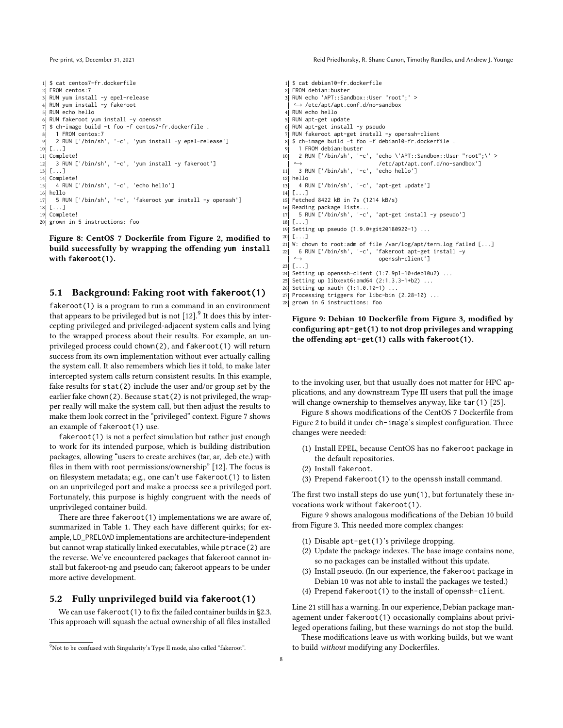```
$ cat centos7-fr.dockerfile
FROM centos:7
RUN yum install -y epel-release
RUN yum install -y fakeroot
RUN echo hello
RUN fakeroot yum install -y openssh
$ ch-image build -t foo -f centos7-fr.dockerfile .
  1 FROM centos:7
  2 RUN ['/bin/sh', '-c', 'yum install -y epel-release']
[...]
Complete!
  3 RUN ['/bin/sh', '-c', 'yum install -y fakeroot']
[...]
Complete!
  4 RUN ['/bin/sh', '-c', 'echo hello']
hello
  5 RUN ['/bin/sh', '-c', 'fakeroot yum install -y openssh']
[...]
Complete!
grown in 5 instructions: foo
```

**Figure 8: CentOS 7 Dockerfile from Figure 2, modified to build successfully by wrapping the offending `yum install` with `fakeroot(1)`.**

```
$ cat debian10-fr.dockerfile
FROM debian:buster
RUN echo 'APT::Sandbox::User "root";' >
  ↪ /etc/apt/apt.conf.d/no-sandbox
RUN echo hello
RUN apt-get update
RUN apt-get install -y pseudo
RUN fakeroot apt-get install -y openssh-client
$ ch-image build -t foo -f debian10-fr.dockerfile .
  1 FROM debian:buster
  2 RUN ['/bin/sh', '-c', 'echo \'APT::Sandbox::User "root";\' >
  ↪                        /etc/apt/apt.conf.d/no-sandbox']
  3 RUN ['/bin/sh', '-c', 'echo hello']
hello
  4 RUN ['/bin/sh', '-c', 'apt-get update']
[...]
Fetched 8422 kB in 7s (1214 kB/s)
Reading package lists...
  5 RUN ['/bin/sh', '-c', 'apt-get install -y pseudo']
[...]
Setting up pseudo (1.9.0+git20180920-1) ...
[...]
W: chown to root:adm of file /var/log/apt/term.log failed [...]
  6 RUN ['/bin/sh', '-c', 'fakeroot apt-get install -y
  ↪                        openssh-client']
[...]
Setting up openssh-client (1:7.9p1-10+deb10u2) ...
Setting up libxext6:amd64 (2:1.3.3-1+b2) ...
Setting up xauth (1:1.0.10-1) ...
Processing triggers for libc-bin (2.28-10) ...
grown in 6 instructions: foo
```

**Figure 9: Debian 10 Dockerfile from Figure 3, modified by configuring `apt-get(1)` to not drop privileges and wrapping the offending `apt-get(1)` calls with `fakeroot(1)`.**

### 5.1 Background: Faking root with `fakeroot(1)`

`fakeroot(1)` is a program to run a command in an environment that appears to be privileged but is not [12].[9] It does this by intercepting privileged and privileged-adjacent system calls and lying to the wrapped process about their results. For example, an unprivileged process could `chown(2)`, and `fakeroot(1)` will return success from its own implementation without ever actually calling the system call. It also remembers which lies it told, to make later intercepted system calls return consistent results. In this example, fake results for `stat(2)` include the user and/or group set by the earlier fake `chown(2)`. Because `stat(2)` is not privileged, the wrapper really will make the system call, but then adjust the results to make them look correct in the "privileged" context. Figure 7 shows an example of `fakeroot(1)` use.

`fakeroot(1)` is not a perfect simulation but rather just enough to work for its intended purpose, which is building distribution packages, allowing "users to create archives (tar, ar, .deb etc.) with files in them with root permissions/ownership" [12]. The focus is on filesystem metadata; e.g., one can't use `fakeroot(1)` to listen on an unprivileged port and make a process see a privileged port. Fortunately, this purpose is highly congruent with the needs of unprivileged container build.

There are three `fakeroot(1)` implementations we are aware of, summarized in Table 1. They each have different quirks; for example, `LD_PRELOAD` implementations are architecture-independent but cannot wrap statically linked executables, while `ptrace(2)` are the reverse. We've encountered packages that fakeroot cannot install but fakeroot-ng and pseudo can; fakeroot appears to be under more active development.

### 5.2 Fully unprivileged build via `fakeroot(1)`

We can use `fakeroot(1)` to fix the failed container builds in §2.3. This approach will squash the actual ownership of all files installed to the invoking user, but that usually does not matter for HPC applications, and any downstream Type III users that pull the image will change ownership to themselves anyway, like `tar(1)` [25].

Figure 8 shows modifications of the CentOS 7 Dockerfile from Figure 2 to build it under `ch-image`'s simplest configuration. Three changes were needed:

1. Install EPEL, because CentOS has no `fakeroot` package in the default repositories.
2. Install `fakeroot`.
3. Prepend `fakeroot(1)` to the `openssh` install command.

The first two install steps do use `yum(1)`, but fortunately these invocations work without `fakeroot(1)`.

Figure 9 shows analogous modifications of the Debian 10 build from Figure 3. This needed more complex changes:

1. Disable `apt-get(1)`'s privilege dropping.
2. Update the package indexes. The base image contains none, so no packages can be installed without this update.
3. Install `pseudo`. (In our experience, the `fakeroot` package in Debian 10 was not able to install the packages we tested.)
4. Prepend `fakeroot(1)` to the install of `openssh-client`.

Line 21 still has a warning. In our experience, Debian package management under `fakeroot(1)` occasionally complains about privileged operations failing, but these warnings do not stop the build.

These modifications leave us with working builds, but we want to build *without* modifying any Dockerfiles.

[9] Not to be confused with Singularity's Type II mode, also called "fakeroot".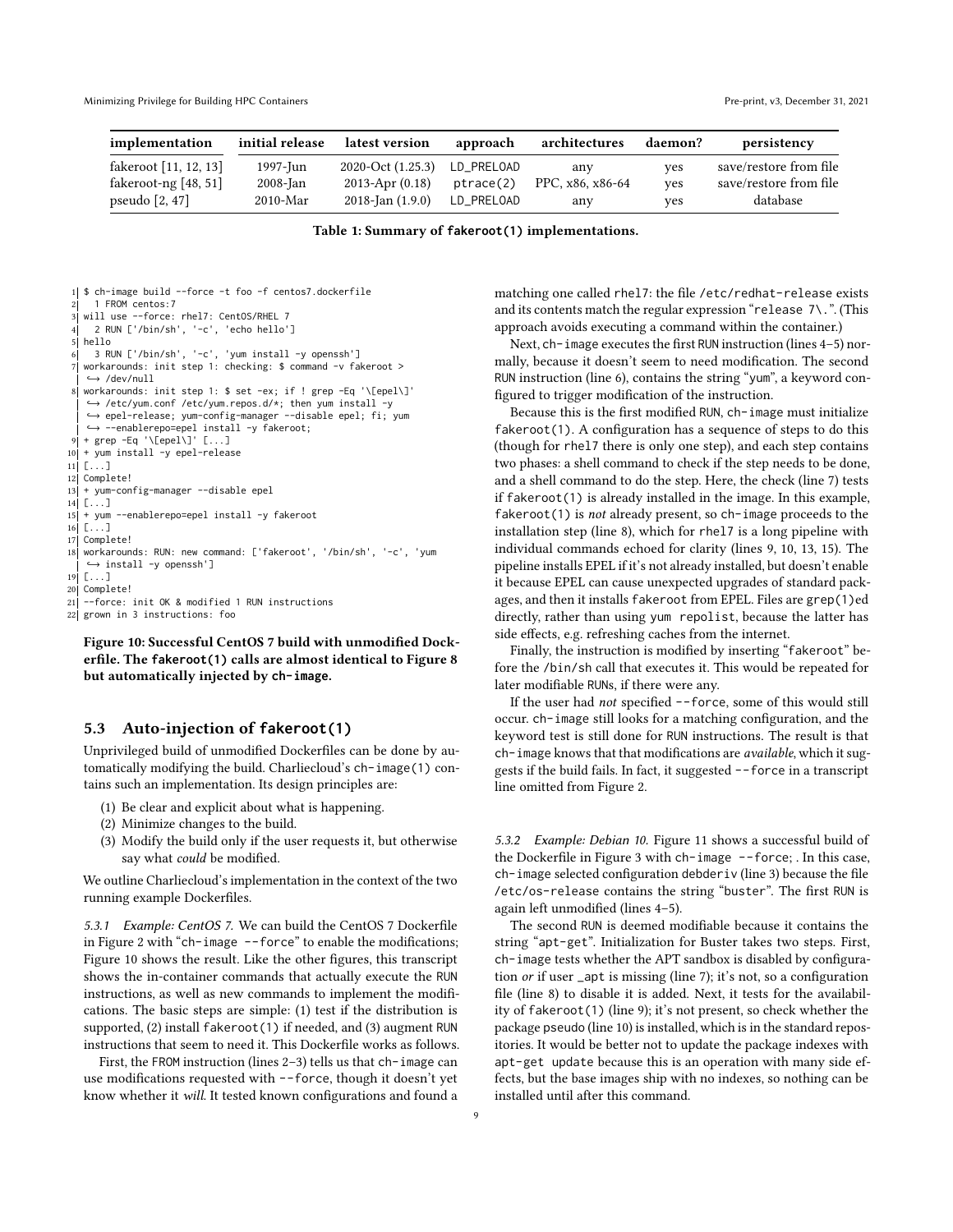| implementation | initial release | latest version | approach | architectures | daemon? | persistency |
|---|---|---|---|---|---|---|
| fakeroot [11, 12, 13] | 1997-Jun | 2020-Oct (1.25.3) | LD_PRELOAD | any | yes | save/restore from file |
| fakeroot-ng [48, 51] | 2008-Jan | 2013-Apr (0.18) | ptrace(2) | PPC, x86, x86-64 | yes | save/restore from file |
| pseudo [2, 47] | 2010-Mar | 2018-Jan (1.9.0) | LD_PRELOAD | any | yes | database |

**Table 1: Summary of fakeroot(1) implementations.**

```
1  $ ch-image build --force -t foo -f centos7.dockerfile
2    1 FROM centos:7
3  will use --force: rhel7: CentOS/RHEL 7
4    2 RUN ['/bin/sh', '-c', 'echo hello']
5  hello
6    3 RUN ['/bin/sh', '-c', 'yum install -y openssh']
7  workarounds: init step 1: checking: $ command -v fakeroot >
   ↪ /dev/null
8  workarounds: init step 1: $ set -ex; if ! grep -Eq '\[epel\]'
   ↪ /etc/yum.conf /etc/yum.repos.d/*; then yum install -y
   ↪ epel-release; yum-config-manager --disable epel; fi; yum
   ↪ --enablerepo=epel install -y fakeroot;
9  + grep -Eq '\[epel\]' [...]
10 + yum install -y epel-release
11 [...]
12 Complete!
13 + yum-config-manager --disable epel
14 [...]
15 + yum --enablerepo=epel install -y fakeroot
16 [...]
17 Complete!
18 workarounds: RUN: new command: ['fakeroot', '/bin/sh', '-c', 'yum
   ↪ install -y openssh']
19 [...]
20 Complete!
21 --force: init OK & modified 1 RUN instructions
22 grown in 3 instructions: foo
```

**Figure 10: Successful CentOS 7 build with unmodified Dockerfile. The fakeroot(1) calls are almost identical to Figure 8 but automatically injected by ch-image.**

### 5.3 Auto-injection of fakeroot(1)

Unprivileged build of unmodified Dockerfiles can be done by automatically modifying the build. Charliecloud's ch-image(1) contains such an implementation. Its design principles are:

1. Be clear and explicit about what is happening.
2. Minimize changes to the build.
3. Modify the build only if the user requests it, but otherwise say what *could* be modified.

We outline Charliecloud's implementation in the context of the two running example Dockerfiles.

*5.3.1 Example: CentOS 7.* We can build the CentOS 7 Dockerfile in Figure 2 with "ch-image --force" to enable the modifications; Figure 10 shows the result. Like the other figures, this transcript shows the in-container commands that actually execute the RUN instructions, as well as new commands to implement the modifications. The basic steps are simple: (1) test if the distribution is supported, (2) install fakeroot(1) if needed, and (3) augment RUN instructions that seem to need it. This Dockerfile works as follows.

First, the FROM instruction (lines 2–3) tells us that ch-image can use modifications requested with --force, though it doesn't yet know whether it *will*. It tested known configurations and found a matching one called rhel7: the file /etc/redhat-release exists and its contents match the regular expression "release 7\.". (This approach avoids executing a command within the container.)

Next, ch-image executes the first RUN instruction (lines 4–5) normally, because it doesn't seem to need modification. The second RUN instruction (line 6), contains the string "yum", a keyword configured to trigger modification of the instruction.

Because this is the first modified RUN, ch-image must initialize fakeroot(1). A configuration has a sequence of steps to do this (though for rhel7 there is only one step), and each step contains two phases: a shell command to check if the step needs to be done, and a shell command to do the step. Here, the check (line 7) tests if fakeroot(1) is already installed in the image. In this example, fakeroot(1) is *not* already present, so ch-image proceeds to the installation step (line 8), which for rhel7 is a long pipeline with individual commands echoed for clarity (lines 9, 10, 13, 15). The pipeline installs EPEL if it's not already installed, but doesn't enable it because EPEL can cause unexpected upgrades of standard packages, and then it installs fakeroot from EPEL. Files are grep(1)ed directly, rather than using yum repolist, because the latter has side effects, e.g. refreshing caches from the internet.

Finally, the instruction is modified by inserting "fakeroot" before the /bin/sh call that executes it. This would be repeated for later modifiable RUNs, if there were any.

If the user had *not* specified --force, some of this would still occur. ch-image still looks for a matching configuration, and the keyword test is still done for RUN instructions. The result is that ch-image knows that that modifications are *available*, which it suggests if the build fails. In fact, it suggested --force in a transcript line omitted from Figure 2.

*5.3.2 Example: Debian 10.* Figure 11 shows a successful build of the Dockerfile in Figure 3 with ch-image --force; . In this case, ch-image selected configuration debderiv (line 3) because the file /etc/os-release contains the string "buster". The first RUN is again left unmodified (lines 4–5).

The second RUN is deemed modifiable because it contains the string "apt-get". Initialization for Buster takes two steps. First, ch-image tests whether the APT sandbox is disabled by configuration *or* if user _apt is missing (line 7); it's not, so a configuration file (line 8) to disable it is added. Next, it tests for the availability of fakeroot(1) (line 9); it's not present, so check whether the package pseudo (line 10) is installed, which is in the standard repositories. It would be better not to update the package indexes with apt-get update because this is an operation with many side effects, but the base images ship with no indexes, so nothing can be installed until after this command.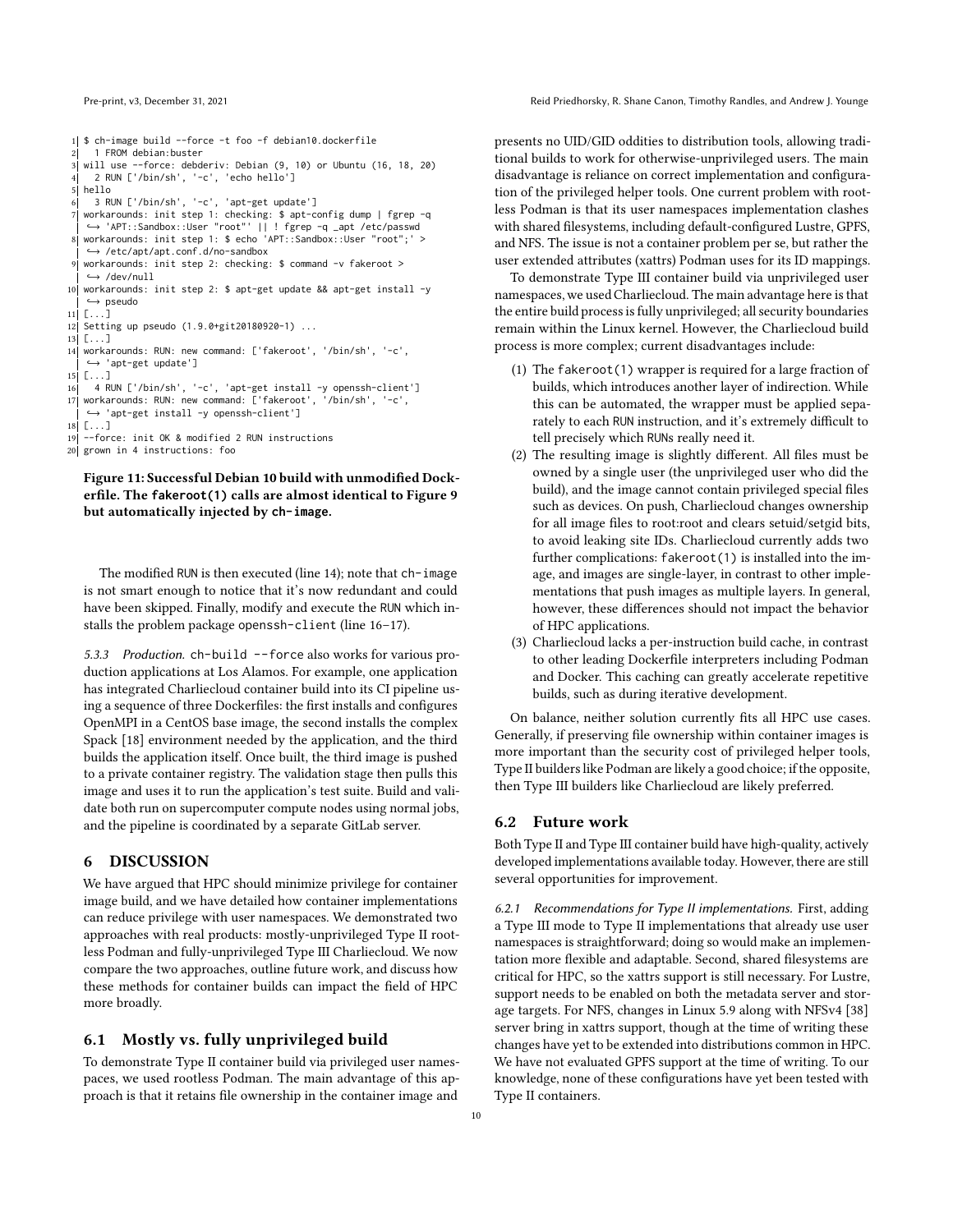```
 1| $ ch-image build --force -t foo -f debian10.dockerfile
 2|   1 FROM debian:buster
 3| will use --force: debderiv: Debian (9, 10) or Ubuntu (16, 18, 20)
 4|   2 RUN ['/bin/sh', '-c', 'echo hello']
 5| hello
 6|   3 RUN ['/bin/sh', '-c', 'apt-get update']
 7| workarounds: init step 1: checking: $ apt-config dump | fgrep -q
  |   ↪ 'APT::Sandbox::User "root"' || ! fgrep -q _apt /etc/passwd
 8| workarounds: init step 1: $ echo 'APT::Sandbox::User "root";' >
  |   ↪ /etc/apt/apt.conf.d/no-sandbox
 9| workarounds: init step 2: checking: $ command -v fakeroot >
  |   ↪ /dev/null
10| workarounds: init step 2: $ apt-get update && apt-get install -y
  |   ↪ pseudo
11| [...]
12| Setting up pseudo (1.9.0+git20180920-1) ...
13| [...]
14| workarounds: RUN: new command: ['fakeroot', '/bin/sh', '-c',
  |   ↪ 'apt-get update']
15| [...]
16|   4 RUN ['/bin/sh', '-c', 'apt-get install -y openssh-client']
17| workarounds: RUN: new command: ['fakeroot', '/bin/sh', '-c',
  |   ↪ 'apt-get install -y openssh-client']
18| [...]
19| --force: init OK & modified 2 RUN instructions
20| grown in 4 instructions: foo
```

**Figure 11: Successful Debian 10 build with unmodified Dockerfile. The `fakeroot(1)` calls are almost identical to Figure 9 but automatically injected by `ch-image`.**

The modified RUN is then executed (line 14); note that `ch-image` is not smart enough to notice that it's now redundant and could have been skipped. Finally, modify and execute the RUN which installs the problem package `openssh-client` (line 16–17).

*5.3.3 Production.* `ch-build --force` also works for various production applications at Los Alamos. For example, one application has integrated Charliecloud container build into its CI pipeline using a sequence of three Dockerfiles: the first installs and configures OpenMPI in a CentOS base image, the second installs the complex Spack [18] environment needed by the application, and the third builds the application itself. Once built, the third image is pushed to a private container registry. The validation stage then pulls this image and uses it to run the application's test suite. Build and validate both run on supercomputer compute nodes using normal jobs, and the pipeline is coordinated by a separate GitLab server.

## 6 DISCUSSION

We have argued that HPC should minimize privilege for container image build, and we have detailed how container implementations can reduce privilege with user namespaces. We demonstrated two approaches with real products: mostly-unprivileged Type II rootless Podman and fully-unprivileged Type III Charliecloud. We now compare the two approaches, outline future work, and discuss how these methods for container builds can impact the field of HPC more broadly.

### 6.1 Mostly vs. fully unprivileged build

To demonstrate Type II container build via privileged user namespaces, we used rootless Podman. The main advantage of this approach is that it retains file ownership in the container image and presents no UID/GID oddities to distribution tools, allowing traditional builds to work for otherwise-unprivileged users. The main disadvantage is reliance on correct implementation and configuration of the privileged helper tools. One current problem with rootless Podman is that its user namespaces implementation clashes with shared filesystems, including default-configured Lustre, GPFS, and NFS. The issue is not a container problem per se, but rather the user extended attributes (xattrs) Podman uses for its ID mappings.

To demonstrate Type III container build via unprivileged user namespaces, we used Charliecloud. The main advantage here is that the entire build process is fully unprivileged; all security boundaries remain within the Linux kernel. However, the Charliecloud build process is more complex; current disadvantages include:

(1) The `fakeroot(1)` wrapper is required for a large fraction of builds, which introduces another layer of indirection. While this can be automated, the wrapper must be applied separately to each RUN instruction, and it's extremely difficult to tell precisely which RUNs really need it.
(2) The resulting image is slightly different. All files must be owned by a single user (the unprivileged user who did the build), and the image cannot contain privileged special files such as devices. On push, Charliecloud changes ownership for all image files to root:root and clears setuid/setgid bits, to avoid leaking site IDs. Charliecloud currently adds two further complications: `fakeroot(1)` is installed into the image, and images are single-layer, in contrast to other implementations that push images as multiple layers. In general, however, these differences should not impact the behavior of HPC applications.
(3) Charliecloud lacks a per-instruction build cache, in contrast to other leading Dockerfile interpreters including Podman and Docker. This caching can greatly accelerate repetitive builds, such as during iterative development.

On balance, neither solution currently fits all HPC use cases. Generally, if preserving file ownership within container images is more important than the security cost of privileged helper tools, Type II builders like Podman are likely a good choice; if the opposite, then Type III builders like Charliecloud are likely preferred.

### 6.2 Future work

Both Type II and Type III container build have high-quality, actively developed implementations available today. However, there are still several opportunities for improvement.

*6.2.1 Recommendations for Type II implementations.* First, adding a Type III mode to Type II implementations that already use user namespaces is straightforward; doing so would make an implementation more flexible and adaptable. Second, shared filesystems are critical for HPC, so the xattrs support is still necessary. For Lustre, support needs to be enabled on both the metadata server and storage targets. For NFS, changes in Linux 5.9 along with NFSv4 [38] server bring in xattrs support, though at the time of writing these changes have yet to be extended into distributions common in HPC. We have not evaluated GPFS support at the time of writing. To our knowledge, none of these configurations have yet been tested with Type II containers.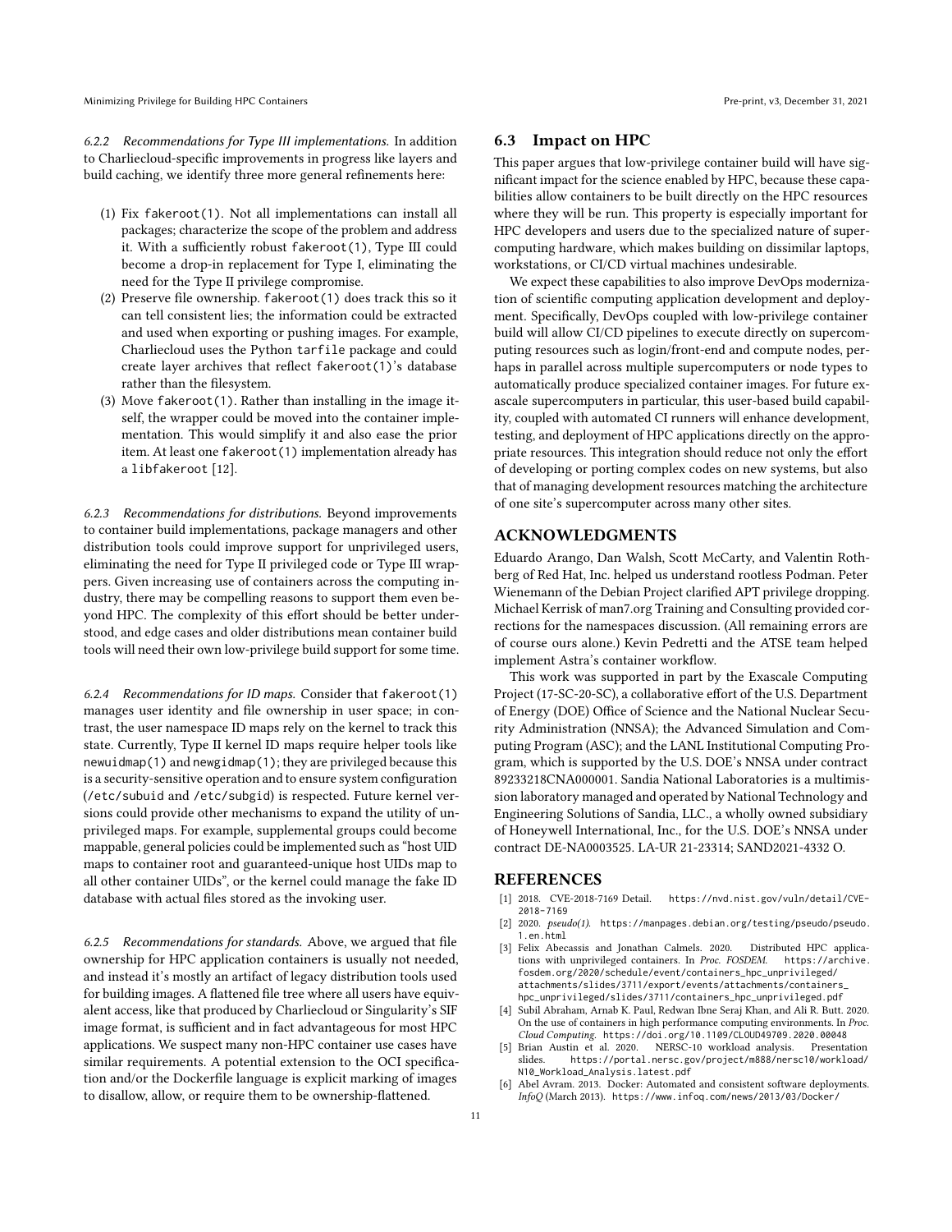#### 6.2.2 Recommendations for Type III implementations.

In addition to Charliecloud-specific improvements in progress like layers and build caching, we identify three more general refinements here:

1. Fix fakeroot(1). Not all implementations can install all packages; characterize the scope of the problem and address it. With a sufficiently robust fakeroot(1), Type III could become a drop-in replacement for Type I, eliminating the need for the Type II privilege compromise.
2. Preserve file ownership. fakeroot(1) does track this so it can tell consistent lies; the information could be extracted and used when exporting or pushing images. For example, Charliecloud uses the Python tarfile package and could create layer archives that reflect fakeroot(1)'s database rather than the filesystem.
3. Move fakeroot(1). Rather than installing in the image itself, the wrapper could be moved into the container implementation. This would simplify it and also ease the prior item. At least one fakeroot(1) implementation already has a libfakeroot [12].

#### 6.2.3 Recommendations for distributions.

Beyond improvements to container build implementations, package managers and other distribution tools could improve support for unprivileged users, eliminating the need for Type II privileged code or Type III wrappers. Given increasing use of containers across the computing industry, there may be compelling reasons to support them even beyond HPC. The complexity of this effort should be better understood, and edge cases and older distributions mean container build tools will need their own low-privilege build support for some time.

#### 6.2.4 Recommendations for ID maps.

Consider that fakeroot(1) manages user identity and file ownership in user space; in contrast, the user namespace ID maps rely on the kernel to track this state. Currently, Type II kernel ID maps require helper tools like newuidmap(1) and newgidmap(1); they are privileged because this is a security-sensitive operation and to ensure system configuration (/etc/subuid and /etc/subgid) is respected. Future kernel versions could provide other mechanisms to expand the utility of unprivileged maps. For example, supplemental groups could become mappable, general policies could be implemented such as "host UID maps to container root and guaranteed-unique host UIDs map to all other container UIDs", or the kernel could manage the fake ID database with actual files stored as the invoking user.

#### 6.2.5 Recommendations for standards.

Above, we argued that file ownership for HPC application containers is usually not needed, and instead it's mostly an artifact of legacy distribution tools used for building images. A flattened file tree where all users have equivalent access, like that produced by Charliecloud or Singularity's SIF image format, is sufficient and in fact advantageous for most HPC applications. We suspect many non-HPC container use cases have similar requirements. A potential extension to the OCI specification and/or the Dockerfile language is explicit marking of images to disallow, allow, or require them to be ownership-flattened.

### 6.3 Impact on HPC

This paper argues that low-privilege container build will have significant impact for the science enabled by HPC, because these capabilities allow containers to be built directly on the HPC resources where they will be run. This property is especially important for HPC developers and users due to the specialized nature of supercomputing hardware, which makes building on dissimilar laptops, workstations, or CI/CD virtual machines undesirable.

We expect these capabilities to also improve DevOps modernization of scientific computing application development and deployment. Specifically, DevOps coupled with low-privilege container build will allow CI/CD pipelines to execute directly on supercomputing resources such as login/front-end and compute nodes, perhaps in parallel across multiple supercomputers or node types to automatically produce specialized container images. For future exascale supercomputers in particular, this user-based build capability, coupled with automated CI runners will enhance development, testing, and deployment of HPC applications directly on the appropriate resources. This integration should reduce not only the effort of developing or porting complex codes on new systems, but also that of managing development resources matching the architecture of one site's supercomputer across many other sites.

## ACKNOWLEDGMENTS

Eduardo Arango, Dan Walsh, Scott McCarty, and Valentin Rothberg of Red Hat, Inc. helped us understand rootless Podman. Peter Wienemann of the Debian Project clarified APT privilege dropping. Michael Kerrisk of man7.org Training and Consulting provided corrections for the namespaces discussion. (All remaining errors are of course ours alone.) Kevin Pedretti and the ATSE team helped implement Astra's container workflow.

This work was supported in part by the Exascale Computing Project (17-SC-20-SC), a collaborative effort of the U.S. Department of Energy (DOE) Office of Science and the National Nuclear Security Administration (NNSA); the Advanced Simulation and Computing Program (ASC); and the LANL Institutional Computing Program, which is supported by the U.S. DOE's NNSA under contract 89233218CNA000001. Sandia National Laboratories is a multimission laboratory managed and operated by National Technology and Engineering Solutions of Sandia, LLC., a wholly owned subsidiary of Honeywell International, Inc., for the U.S. DOE's NNSA under contract DE-NA0003525. LA-UR 21-23314; SAND2021-4332 O.

## REFERENCES

[1] 2018. CVE-2018-7169 Detail. https://nvd.nist.gov/vuln/detail/CVE-2018-7169

[2] 2020. *pseudo(1)*. https://manpages.debian.org/testing/pseudo/pseudo.1.en.html

[3] Felix Abecassis and Jonathan Calmels. 2020. Distributed HPC applications with unprivileged containers. In *Proc. FOSDEM*. https://archive.fosdem.org/2020/schedule/event/containers_hpc_unprivileged/attachments/slides/3711/export/events/attachments/containers_hpc_unprivileged/slides/3711/containers_hpc_unprivileged.pdf

[4] Subil Abraham, Arnab K. Paul, Redwan Ibne Seraj Khan, and Ali R. Butt. 2020. On the use of containers in high performance computing environments. In *Proc. Cloud Computing*. https://doi.org/10.1109/CLOUD49709.2020.00048

[5] Brian Austin et al. 2020. NERSC-10 workload analysis. Presentation slides. https://portal.nersc.gov/project/m888/nersc10/workload/N10_Workload_Analysis.latest.pdf

[6] Abel Avram. 2013. Docker: Automated and consistent software deployments. *InfoQ* (March 2013). https://www.infoq.com/news/2013/03/Docker/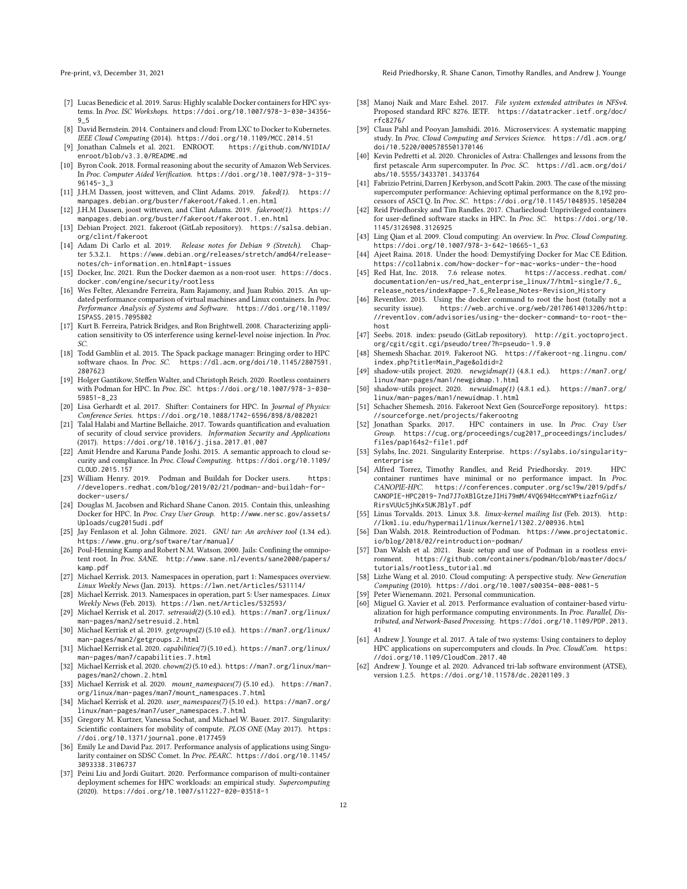[7] Lucas Benedicic et al. 2019. Sarus: Highly scalable Docker containers for HPC systems. In *Proc. ISC Workshops*. https://doi.org/10.1007/978-3-030-34356-9_5

[8] David Bernstein. 2014. Containers and cloud: From LXC to Docker to Kubernetes. *IEEE Cloud Computing* (2014). https://doi.org/10.1109/MCC.2014.51

[9] Jonathan Calmels et al. 2021. ENROOT. https://github.com/NVIDIA/enroot/blob/v3.3.0/README.md

[10] Byron Cook. 2018. Formal reasoning about the security of Amazon Web Services. In *Proc. Computer Aided Verification*. https://doi.org/10.1007/978-3-319-96145-3_3

[11] J.H.M Dassen, joost witteven, and Clint Adams. 2019. *faked(1)*. https://manpages.debian.org/buster/fakeroot/faked.1.en.html

[12] J.H.M Dassen, joost witteven, and Clint Adams. 2019. *fakeroot(1)*. https://manpages.debian.org/buster/fakeroot/fakeroot.1.en.html

[13] Debian Project. 2021. fakeroot (GitLab repository). https://salsa.debian.org/clint/fakeroot

[14] Adam Di Carlo et al. 2019. *Release notes for Debian 9 (Stretch)*. Chapter 5.3.2.1. https://www.debian.org/releases/stretch/amd64/release-notes/ch-information.en.html#apt-issues

[15] Docker, Inc. 2021. Run the Docker daemon as a non-root user. https://docs.docker.com/engine/security/rootless

[16] Wes Felter, Alexandre Ferreira, Ram Rajamony, and Juan Rubio. 2015. An updated performance comparison of virtual machines and Linux containers. In *Proc. Performance Analysis of Systems and Software*. https://doi.org/10.1109/ISPASS.2015.7095802

[17] Kurt B. Ferreira, Patrick Bridges, and Ron Brightwell. 2008. Characterizing application sensitivity to OS interference using kernel-level noise injection. In *Proc. SC*.

[18] Todd Gamblin et al. 2015. The Spack package manager: Bringing order to HPC software chaos. In *Proc. SC*. https://dl.acm.org/doi/10.1145/2807591.2807623

[19] Holger Gantikow, Steffen Walter, and Christoph Reich. 2020. Rootless containers with Podman for HPC. In *Proc. ISC*. https://doi.org/10.1007/978-3-030-59851-8_23

[20] Lisa Gerhardt et al. 2017. Shifter: Containers for HPC. In *Journal of Physics: Conference Series*. https://doi.org/10.1088/1742-6596/898/8/082021

[21] Talal Halabi and Martine Bellaiche. 2017. Towards quantification and evaluation of security of cloud service providers. *Information Security and Applications* (2017). https://doi.org/10.1016/j.jisa.2017.01.007

[22] Amit Hendre and Karuna Pande Joshi. 2015. A semantic approach to cloud security and compliance. In *Proc. Cloud Computing*. https://doi.org/10.1109/CLOUD.2015.157

[23] William Henry. 2019. Podman and Buildah for Docker users. https://developers.redhat.com/blog/2019/02/21/podman-and-buildah-for-docker-users/

[24] Douglas M. Jacobsen and Richard Shane Canon. 2015. Contain this, unleashing Docker for HPC. In *Proc. Cray User Group*. http://www.nersc.gov/assets/Uploads/cug2015udi.pdf

[25] Jay Fenlason et al. John Gilmore. 2021. *GNU tar: An archiver tool* (1.34 ed.). https://www.gnu.org/software/tar/manual/

[26] Poul-Henning Kamp and Robert N.M. Watson. 2000. Jails: Confining the omnipotent root. In *Proc. SANE*. http://www.sane.nl/events/sane2000/papers/kamp.pdf

[27] Michael Kerrisk. 2013. Namespaces in operation, part 1: Namespaces overview. *Linux Weekly News* (Jan. 2013). https://lwn.net/Articles/531114/

[28] Michael Kerrisk. 2013. Namespaces in operation, part 5: User namespaces. *Linux Weekly News* (Feb. 2013). https://lwn.net/Articles/532593/

[29] Michael Kerrisk et al. 2017. *setresuid(2)* (5.10 ed.). https://man7.org/linux/man-pages/man2/setresuid.2.html

[30] Michael Kerrisk et al. 2019. *getgroups(2)* (5.10 ed.). https://man7.org/linux/man-pages/man2/getgroups.2.html

[31] Michael Kerrisk et al. 2020. *capabilities(7)* (5.10 ed.). https://man7.org/linux/man-pages/man7/capabilities.7.html

[32] Michael Kerrisk et al. 2020. *chown(2)* (5.10 ed.). https://man7.org/linux/man-pages/man2/chown.2.html

[33] Michael Kerrisk et al. 2020. *mount_namespaces(7)* (5.10 ed.). https://man7.org/linux/man-pages/man7/mount_namespaces.7.html

[34] Michael Kerrisk et al. 2020. *user_namespaces(7)* (5.10 ed.). https://man7.org/linux/man-pages/man7/user_namespaces.7.html

[35] Gregory M. Kurtzer, Vanessa Sochat, and Michael W. Bauer. 2017. Singularity: Scientific containers for mobility of compute. *PLOS ONE* (May 2017). https://doi.org/10.1371/journal.pone.0177459

[36] Emily Le and David Paz. 2017. Performance analysis of applications using Singularity container on SDSC Comet. In *Proc. PEARC*. https://doi.org/10.1145/3093338.3106737

[37] Peini Liu and Jordi Guitart. 2020. Performance comparison of multi-container deployment schemes for HPC workloads: an empirical study. *Supercomputing* (2020). https://doi.org/10.1007/s11227-020-03518-1

[38] Manoj Naik and Marc Eshel. 2017. *File system extended attributes in NFSv4.* Proposed standard RFC 8276. IETF. https://datatracker.ietf.org/doc/rfc8276/

[39] Claus Pahl and Pooyan Jamshidi. 2016. Microservices: A systematic mapping study. In *Proc. Cloud Computing and Services Science*. https://dl.acm.org/doi/10.5220/0005785501370146

[40] Kevin Pedretti et al. 2020. Chronicles of Astra: Challenges and lessons from the first petascale Arm supercomputer. In *Proc. SC*. https://dl.acm.org/doi/abs/10.5555/3433701.3433764

[41] Fabrizio Petrini, Darren J Kerbyson, and Scott Pakin. 2003. The case of the missing supercomputer performance: Achieving optimal performance on the 8,192 processors of ASCI Q. In *Proc. SC*. https://doi.org/10.1145/1048935.1050204

[42] Reid Priedhorsky and Tim Randles. 2017. Charliecloud: Unprivileged containers for user-defined software stacks in HPC. In *Proc. SC*. https://doi.org/10.1145/3126908.3126925

[43] Ling Qian et al. 2009. Cloud computing: An overview. In *Proc. Cloud Computing*. https://doi.org/10.1007/978-3-642-10665-1_63

[44] Ajeet Raina. 2018. Under the hood: Demystifying Docker for Mac CE Edition. https://collabnix.com/how-docker-for-mac-works-under-the-hood

[45] Red Hat, Inc. 2018. 7.6 release notes. https://access.redhat.com/documentation/en-us/red_hat_enterprise_linux/7/html-single/7.6_release_notes/index#appe-7.6_Release_Notes-Revision_History

[46] Reventlov. 2015. Using the docker command to root the host (totally not a security issue). https://web.archive.org/web/20170614013206/http://reventlov.com/advisories/using-the-docker-command-to-root-the-host

[47] Seebs. 2018. index: pseudo (GitLab repository). http://git.yoctoproject.org/cgit/cgit.cgi/pseudo/tree/?h=pseudo-1.9.0

[48] Shemesh Shachar. 2019. Fakeroot NG. https://fakeroot-ng.lingnu.com/index.php?title=Main_Page&oldid=2

[49] shadow-utils project. 2020. *newgidmap(1)* (4.8.1 ed.). https://man7.org/linux/man-pages/man1/newgidmap.1.html

[50] shadow-utils project. 2020. *newuidmap(1)* (4.8.1 ed.). https://man7.org/linux/man-pages/man1/newuidmap.1.html

[51] Schacher Shemesh. 2016. Fakeroot Next Gen (SourceForge repository). https://sourceforge.net/projects/fakerootng

[52] Jonathan Sparks. 2017. HPC containers in use. In *Proc. Cray User Group*. https://cug.org/proceedings/cug2017_proceedings/includes/files/pap164s2-file1.pdf

[53] Sylabs, Inc. 2021. Singularity Enterprise. https://sylabs.io/singularity-enterprise

[54] Alfred Torrez, Timothy Randles, and Reid Priedhorsky. 2019. HPC container runtimes have minimal or no performance impact. In *Proc. CANOPIE-HPC*. https://conferences.computer.org/sc19w/2019/pdfs/CANOPIE-HPC2019-7nd7J7oXBlGtzeJIHi79mM/4VQ694HccmYWPtiazfnGiz/RirsVUUc5jhKx5UKJBlyT.pdf

[55] Linus Torvalds. 2013. Linux 3.8. *linux-kernel mailing list* (Feb. 2013). http://lkml.iu.edu/hypermail/linux/kernel/1302.2/00936.html

[56] Dan Walsh. 2018. Reintroduction of Podman. https://www.projectatomic.io/blog/2018/02/reintroduction-podman/

[57] Dan Walsh et al. 2021. Basic setup and use of Podman in a rootless environment. https://github.com/containers/podman/blob/master/docs/tutorials/rootless_tutorial.md

[58] Lizhe Wang et al. 2010. Cloud computing: A perspective study. *New Generation Computing* (2010). https://doi.org/10.1007/s00354-008-0081-5

[59] Peter Wienemann. 2021. Personal communication.

[60] Miguel G. Xavier et al. 2013. Performance evaluation of container-based virtualization for high performance computing environments. In *Proc. Parallel, Distributed, and Network-Based Processing*. https://doi.org/10.1109/PDP.2013.41

[61] Andrew J. Younge et al. 2017. A tale of two systems: Using containers to deploy HPC applications on supercomputers and clouds. In *Proc. CloudCom*. https://doi.org/10.1109/CloudCom.2017.40

[62] Andrew J. Younge et al. 2020. Advanced tri-lab software environment (ATSE), version 1.2.5. https://doi.org/10.11578/dc.20201109.3